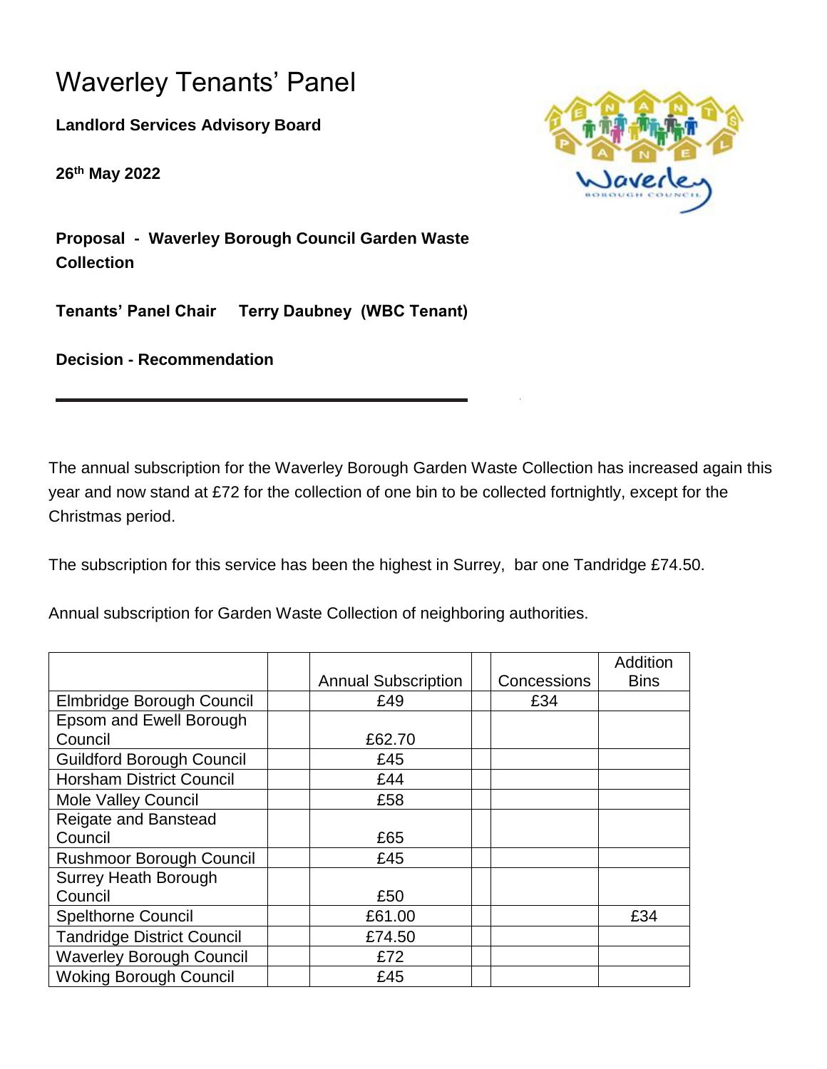# Waverley Tenants' Panel

**Landlord Services Advisory Board**

**26th May 2022**

**Proposal - Waverley Borough Council Garden Waste Collection**

**Tenants' Panel Chair Terry Daubney (WBC Tenant)**

**Decision - Recommendation**

---

The annual subscription for the Waverley Borough Garden Waste Collection has increased again this year and now stand at £72 for the collection of one bin to be collected fortnightly, except for the Christmas period.

The subscription for this service has been the highest in Surrey, bar one Tandridge £74.50.

Annual subscription for Garden Waste Collection of neighboring authorities.

| | | Annual Subscription | | Concessions | Addition Bins |
|---|---|---|---|---|---|
| Elmbridge Borough Council | | £49 | | £34 | |
| Epsom and Ewell Borough Council | | £62.70 | | | |
| Guildford Borough Council | | £45 | | | |
| Horsham District Council | | £44 | | | |
| Mole Valley Council | | £58 | | | |
| Reigate and Banstead Council | | £65 | | | |
| Rushmoor Borough Council | | £45 | | | |
| Surrey Heath Borough Council | | £50 | | | |
| Spelthorne Council | | £61.00 | | | £34 |
| Tandridge District Council | | £74.50 | | | |
| Waverley Borough Council | | £72 | | | |
| Woking Borough Council | | £45 | | | |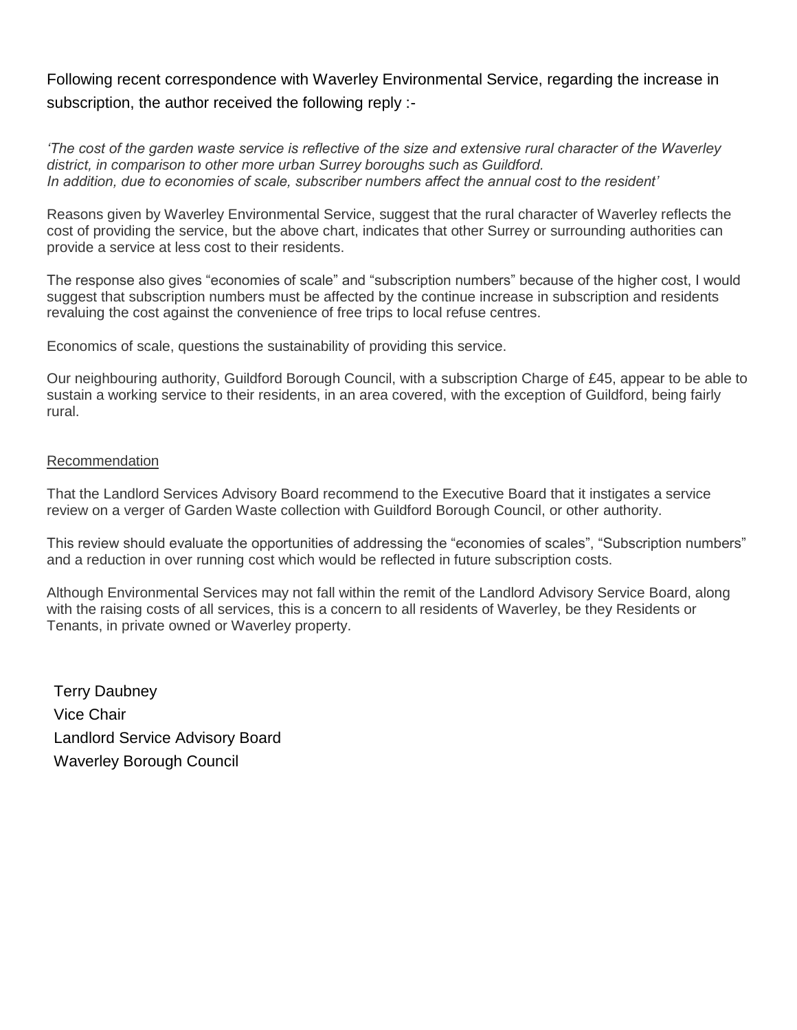Following recent correspondence with Waverley Environmental Service, regarding the increase in subscription, the author received the following reply :-

*'The cost of the garden waste service is reflective of the size and extensive rural character of the Waverley district, in comparison to other more urban Surrey boroughs such as Guildford.*
*In addition, due to economies of scale, subscriber numbers affect the annual cost to the resident'*

Reasons given by Waverley Environmental Service, suggest that the rural character of Waverley reflects the cost of providing the service, but the above chart, indicates that other Surrey or surrounding authorities can provide a service at less cost to their residents.

The response also gives "economies of scale" and "subscription numbers" because of the higher cost, I would suggest that subscription numbers must be affected by the continue increase in subscription and residents revaluing the cost against the convenience of free trips to local refuse centres.

Economics of scale, questions the sustainability of providing this service.

Our neighbouring authority, Guildford Borough Council, with a subscription Charge of £45, appear to be able to sustain a working service to their residents, in an area covered, with the exception of Guildford, being fairly rural.

## Recommendation

That the Landlord Services Advisory Board recommend to the Executive Board that it instigates a service review on a verger of Garden Waste collection with Guildford Borough Council, or other authority.

This review should evaluate the opportunities of addressing the "economies of scales", "Subscription numbers" and a reduction in over running cost which would be reflected in future subscription costs.

Although Environmental Services may not fall within the remit of the Landlord Advisory Service Board, along with the raising costs of all services, this is a concern to all residents of Waverley, be they Residents or Tenants, in private owned or Waverley property.

Terry Daubney
Vice Chair
Landlord Service Advisory Board
Waverley Borough Council